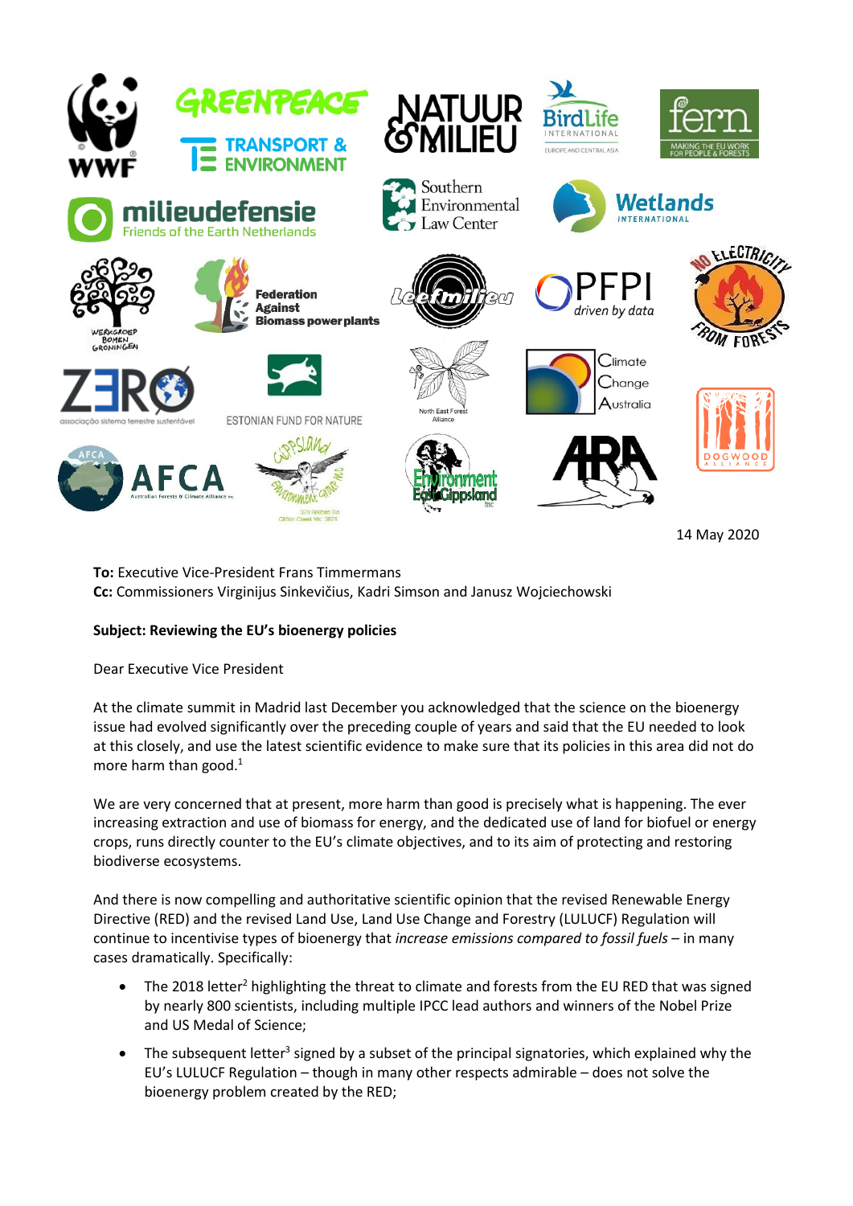14 May 2020

**To:** Executive Vice-President Frans Timmermans
**Cc:** Commissioners Virginijus Sinkevičius, Kadri Simson and Janusz Wojciechowski

**Subject: Reviewing the EU's bioenergy policies**

Dear Executive Vice President

At the climate summit in Madrid last December you acknowledged that the science on the bioenergy issue had evolved significantly over the preceding couple of years and said that the EU needed to look at this closely, and use the latest scientific evidence to make sure that its policies in this area did not do more harm than good.[1]

We are very concerned that at present, more harm than good is precisely what is happening. The ever increasing extraction and use of biomass for energy, and the dedicated use of land for biofuel or energy crops, runs directly counter to the EU's climate objectives, and to its aim of protecting and restoring biodiverse ecosystems.

And there is now compelling and authoritative scientific opinion that the revised Renewable Energy Directive (RED) and the revised Land Use, Land Use Change and Forestry (LULUCF) Regulation will continue to incentivise types of bioenergy that *increase emissions compared to fossil fuels* – in many cases dramatically. Specifically:

- The 2018 letter[2] highlighting the threat to climate and forests from the EU RED that was signed by nearly 800 scientists, including multiple IPCC lead authors and winners of the Nobel Prize and US Medal of Science;
- The subsequent letter[3] signed by a subset of the principal signatories, which explained why the EU's LULUCF Regulation – though in many other respects admirable – does not solve the bioenergy problem created by the RED;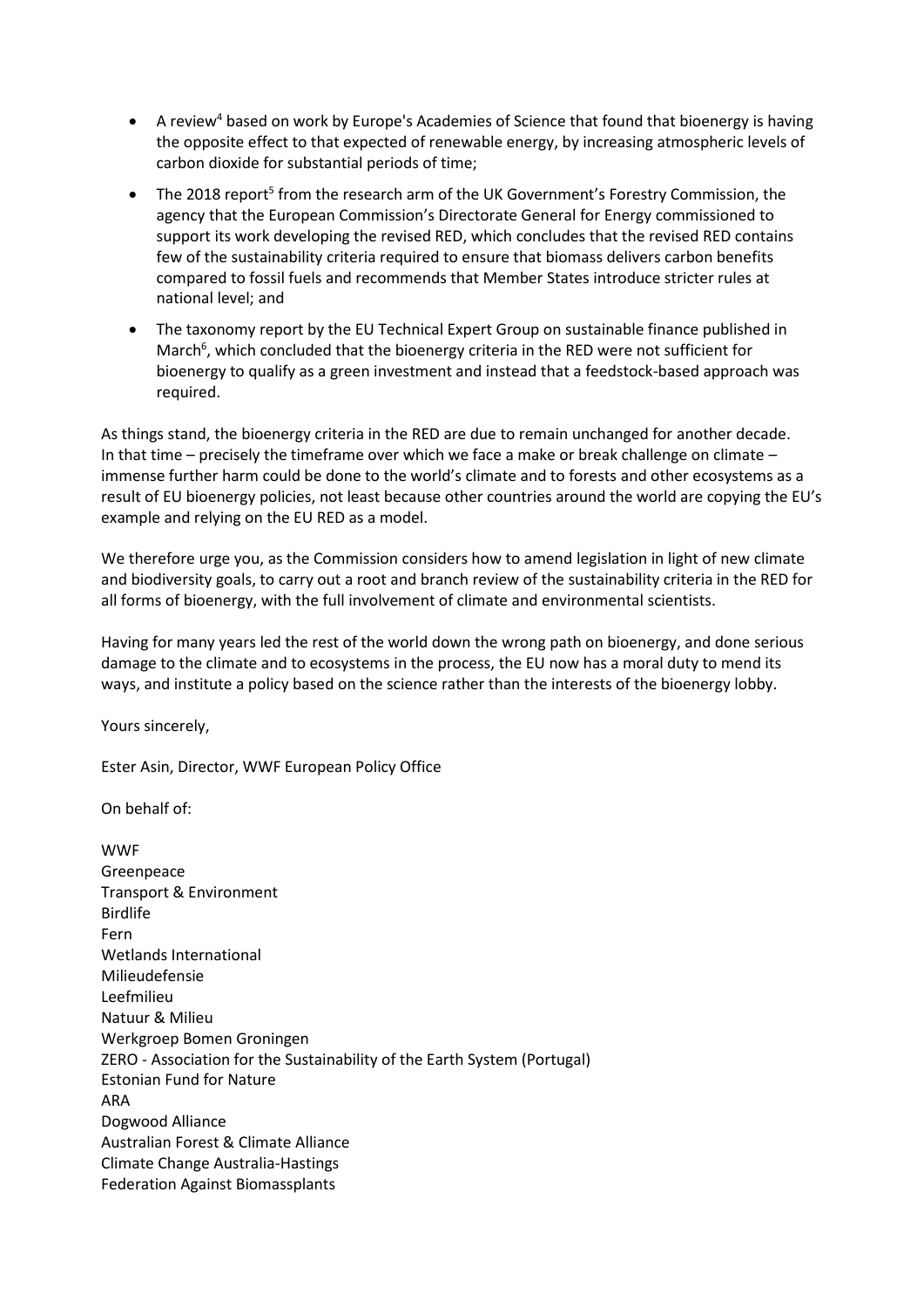- A review[4] based on work by Europe's Academies of Science that found that bioenergy is having the opposite effect to that expected of renewable energy, by increasing atmospheric levels of carbon dioxide for substantial periods of time;
- The 2018 report[5] from the research arm of the UK Government's Forestry Commission, the agency that the European Commission's Directorate General for Energy commissioned to support its work developing the revised RED, which concludes that the revised RED contains few of the sustainability criteria required to ensure that biomass delivers carbon benefits compared to fossil fuels and recommends that Member States introduce stricter rules at national level; and
- The taxonomy report by the EU Technical Expert Group on sustainable finance published in March[6], which concluded that the bioenergy criteria in the RED were not sufficient for bioenergy to qualify as a green investment and instead that a feedstock-based approach was required.

As things stand, the bioenergy criteria in the RED are due to remain unchanged for another decade. In that time – precisely the timeframe over which we face a make or break challenge on climate – immense further harm could be done to the world's climate and to forests and other ecosystems as a result of EU bioenergy policies, not least because other countries around the world are copying the EU's example and relying on the EU RED as a model.

We therefore urge you, as the Commission considers how to amend legislation in light of new climate and biodiversity goals, to carry out a root and branch review of the sustainability criteria in the RED for all forms of bioenergy, with the full involvement of climate and environmental scientists.

Having for many years led the rest of the world down the wrong path on bioenergy, and done serious damage to the climate and to ecosystems in the process, the EU now has a moral duty to mend its ways, and institute a policy based on the science rather than the interests of the bioenergy lobby.

Yours sincerely,

Ester Asin, Director, WWF European Policy Office

On behalf of:

WWF
Greenpeace
Transport & Environment
Birdlife
Fern
Wetlands International
Milieudefensie
Leefmilieu
Natuur & Milieu
Werkgroep Bomen Groningen
ZERO - Association for the Sustainability of the Earth System (Portugal)
Estonian Fund for Nature
ARA
Dogwood Alliance
Australian Forest & Climate Alliance
Climate Change Australia-Hastings
Federation Against Biomassplants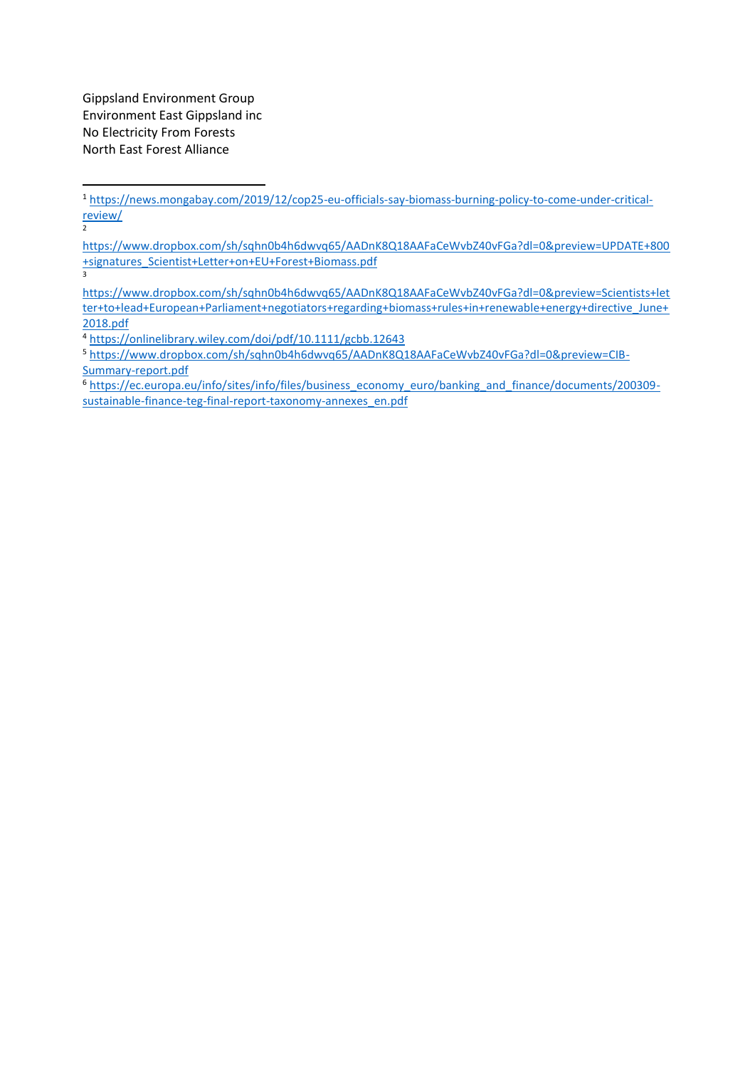Gippsland Environment Group
Environment East Gippsland inc
No Electricity From Forests
North East Forest Alliance

---

[1] https://news.mongabay.com/2019/12/cop25-eu-officials-say-biomass-burning-policy-to-come-under-critical-review/

[2] https://www.dropbox.com/sh/sqhn0b4h6dwvq65/AADnK8Q18AAFaCeWvbZ40vFGa?dl=0&preview=UPDATE+800+signatures_Scientist+Letter+on+EU+Forest+Biomass.pdf

[3] https://www.dropbox.com/sh/sqhn0b4h6dwvq65/AADnK8Q18AAFaCeWvbZ40vFGa?dl=0&preview=Scientists+letter+to+lead+European+Parliament+negotiators+regarding+biomass+rules+in+renewable+energy+directive_June+2018.pdf

[4] https://onlinelibrary.wiley.com/doi/pdf/10.1111/gcbb.12643

[5] https://www.dropbox.com/sh/sqhn0b4h6dwvq65/AADnK8Q18AAFaCeWvbZ40vFGa?dl=0&preview=CIB-Summary-report.pdf

[6] https://ec.europa.eu/info/sites/info/files/business_economy_euro/banking_and_finance/documents/200309-sustainable-finance-teg-final-report-taxonomy-annexes_en.pdf